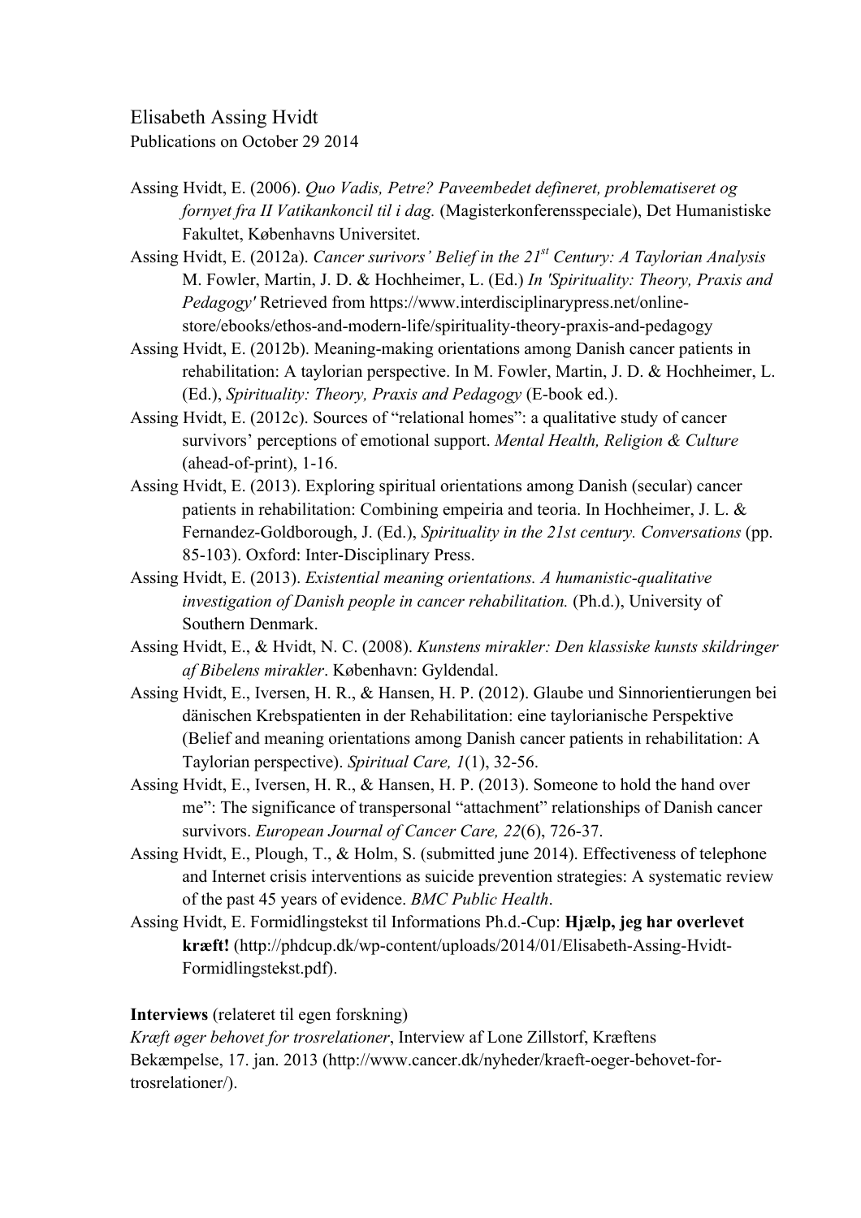Elisabeth Assing Hvidt
Publications on October 29 2014

Assing Hvidt, E. (2006). *Quo Vadis, Petre? Paveembedet defineret, problematiseret og fornyet fra II Vatikankoncil til i dag.* (Magisterkonferensspeciale), Det Humanistiske Fakultet, Københavns Universitet.

Assing Hvidt, E. (2012a). *Cancer surivors' Belief in the 21st Century: A Taylorian Analysis* M. Fowler, Martin, J. D. & Hochheimer, L. (Ed.) *In 'Spirituality: Theory, Praxis and Pedagogy'* Retrieved from https://www.interdisciplinarypress.net/online-store/ebooks/ethos-and-modern-life/spirituality-theory-praxis-and-pedagogy

Assing Hvidt, E. (2012b). Meaning-making orientations among Danish cancer patients in rehabilitation: A taylorian perspective. In M. Fowler, Martin, J. D. & Hochheimer, L. (Ed.), *Spirituality: Theory, Praxis and Pedagogy* (E-book ed.).

Assing Hvidt, E. (2012c). Sources of "relational homes": a qualitative study of cancer survivors' perceptions of emotional support. *Mental Health, Religion & Culture* (ahead-of-print), 1-16.

Assing Hvidt, E. (2013). Exploring spiritual orientations among Danish (secular) cancer patients in rehabilitation: Combining empeiria and teoria. In Hochheimer, J. L. & Fernandez-Goldborough, J. (Ed.), *Spirituality in the 21st century. Conversations* (pp. 85-103). Oxford: Inter-Disciplinary Press.

Assing Hvidt, E. (2013). *Existential meaning orientations. A humanistic-qualitative investigation of Danish people in cancer rehabilitation.* (Ph.d.), University of Southern Denmark.

Assing Hvidt, E., & Hvidt, N. C. (2008). *Kunstens mirakler: Den klassiske kunsts skildringer af Bibelens mirakler*. København: Gyldendal.

Assing Hvidt, E., Iversen, H. R., & Hansen, H. P. (2012). Glaube und Sinnorientierungen bei dänischen Krebspatienten in der Rehabilitation: eine taylorianische Perspektive (Belief and meaning orientations among Danish cancer patients in rehabilitation: A Taylorian perspective). *Spiritual Care, 1*(1), 32-56.

Assing Hvidt, E., Iversen, H. R., & Hansen, H. P. (2013). Someone to hold the hand over me": The significance of transpersonal "attachment" relationships of Danish cancer survivors. *European Journal of Cancer Care, 22*(6), 726-37.

Assing Hvidt, E., Plough, T., & Holm, S. (submitted june 2014). Effectiveness of telephone and Internet crisis interventions as suicide prevention strategies: A systematic review of the past 45 years of evidence. *BMC Public Health*.

Assing Hvidt, E. Formidlingstekst til Informations Ph.d.-Cup: **Hjælp, jeg har overlevet kræft!** (http://phdcup.dk/wp-content/uploads/2014/01/Elisabeth-Assing-Hvidt-Formidlingstekst.pdf).

**Interviews** (relateret til egen forskning)

*Kræft øger behovet for trosrelationer*, Interview af Lone Zillstorf, Kræftens Bekæmpelse, 17. jan. 2013 (http://www.cancer.dk/nyheder/kraeft-oeger-behovet-for-trosrelationer/).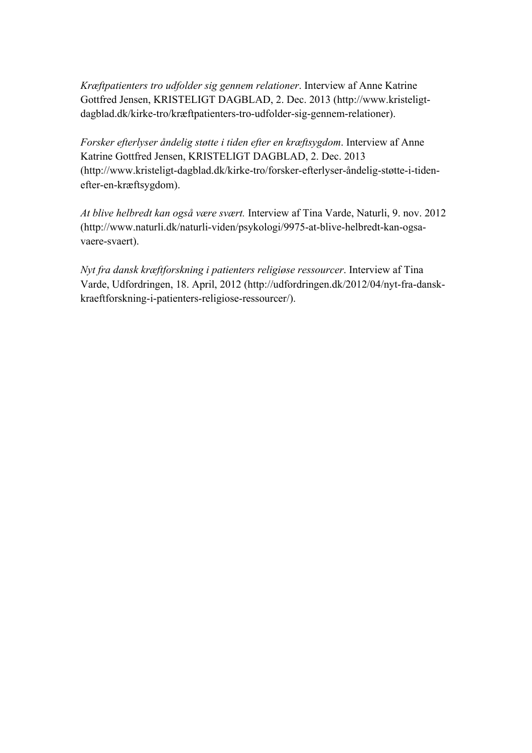*Kræftpatienters tro udfolder sig gennem relationer*. Interview af Anne Katrine Gottfred Jensen, KRISTELIGT DAGBLAD, 2. Dec. 2013 (http://www.kristeligt-dagblad.dk/kirke-tro/kræftpatienters-tro-udfolder-sig-gennem-relationer).

*Forsker efterlyser åndelig støtte i tiden efter en kræftsygdom*. Interview af Anne Katrine Gottfred Jensen, KRISTELIGT DAGBLAD, 2. Dec. 2013 (http://www.kristeligt-dagblad.dk/kirke-tro/forsker-efterlyser-åndelig-støtte-i-tiden-efter-en-kræftsygdom).

*At blive helbredt kan også være svært.* Interview af Tina Varde, Naturli, 9. nov. 2012 (http://www.naturli.dk/naturli-viden/psykologi/9975-at-blive-helbredt-kan-ogsa-vaere-svaert).

*Nyt fra dansk kræftforskning i patienters religiøse ressourcer*. Interview af Tina Varde, Udfordringen, 18. April, 2012 (http://udfordringen.dk/2012/04/nyt-fra-dansk-kraeftforskning-i-patienters-religiose-ressourcer/).